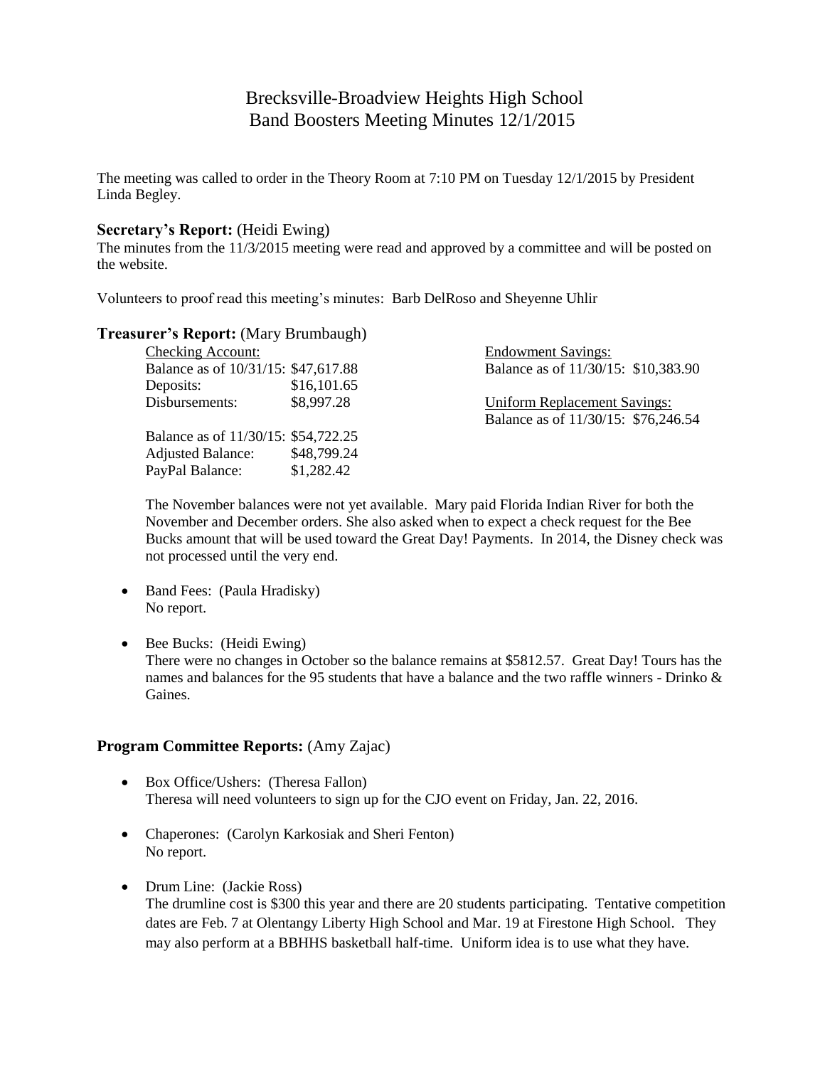# Brecksville-Broadview Heights High School
# Band Boosters Meeting Minutes 12/1/2015

The meeting was called to order in the Theory Room at 7:10 PM on Tuesday 12/1/2015 by President Linda Begley.

### Secretary's Report: (Heidi Ewing)

The minutes from the 11/3/2015 meeting were read and approved by a committee and will be posted on the website.

Volunteers to proof read this meeting's minutes: Barb DelRoso and Sheyenne Uhlir

### Treasurer's Report: (Mary Brumbaugh)

<u>Checking Account:</u>

| | |
|---|---|
| Balance as of 10/31/15: | $47,617.88 |
| Deposits: | $16,101.65 |
| Disbursements: | $8,997.28 |
| Balance as of 11/30/15: | $54,722.25 |
| Adjusted Balance: | $48,799.24 |
| PayPal Balance: | $1,282.42 |

<u>Endowment Savings:</u>
Balance as of 11/30/15: $10,383.90

<u>Uniform Replacement Savings:</u>
Balance as of 11/30/15: $76,246.54

The November balances were not yet available. Mary paid Florida Indian River for both the November and December orders. She also asked when to expect a check request for the Bee Bucks amount that will be used toward the Great Day! Payments. In 2014, the Disney check was not processed until the very end.

- Band Fees: (Paula Hradisky)
  No report.

- Bee Bucks: (Heidi Ewing)
  There were no changes in October so the balance remains at $5812.57. Great Day! Tours has the names and balances for the 95 students that have a balance and the two raffle winners - Drinko & Gaines.

### Program Committee Reports: (Amy Zajac)

- Box Office/Ushers: (Theresa Fallon)
  Theresa will need volunteers to sign up for the CJO event on Friday, Jan. 22, 2016.

- Chaperones: (Carolyn Karkosiak and Sheri Fenton)
  No report.

- Drum Line: (Jackie Ross)
  The drumline cost is $300 this year and there are 20 students participating. Tentative competition dates are Feb. 7 at Olentangy Liberty High School and Mar. 19 at Firestone High School. They may also perform at a BBHHS basketball half-time. Uniform idea is to use what they have.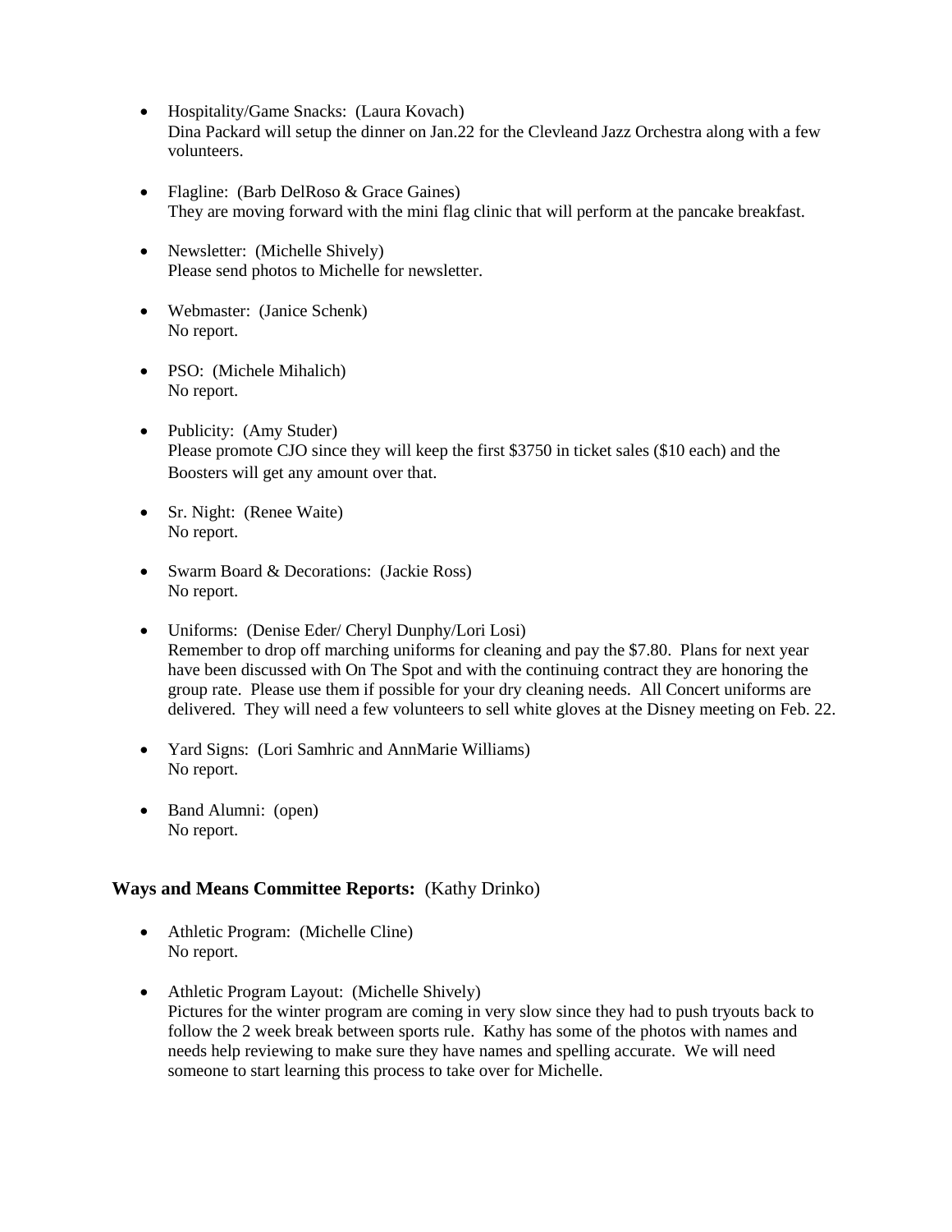- Hospitality/Game Snacks: (Laura Kovach)
  Dina Packard will setup the dinner on Jan.22 for the Clevleand Jazz Orchestra along with a few volunteers.

- Flagline: (Barb DelRoso & Grace Gaines)
  They are moving forward with the mini flag clinic that will perform at the pancake breakfast.

- Newsletter: (Michelle Shively)
  Please send photos to Michelle for newsletter.

- Webmaster: (Janice Schenk)
  No report.

- PSO: (Michele Mihalich)
  No report.

- Publicity: (Amy Studer)
  Please promote CJO since they will keep the first $3750 in ticket sales ($10 each) and the Boosters will get any amount over that.

- Sr. Night: (Renee Waite)
  No report.

- Swarm Board & Decorations: (Jackie Ross)
  No report.

- Uniforms: (Denise Eder/ Cheryl Dunphy/Lori Losi)
  Remember to drop off marching uniforms for cleaning and pay the $7.80. Plans for next year have been discussed with On The Spot and with the continuing contract they are honoring the group rate. Please use them if possible for your dry cleaning needs. All Concert uniforms are delivered. They will need a few volunteers to sell white gloves at the Disney meeting on Feb. 22.

- Yard Signs: (Lori Samhric and AnnMarie Williams)
  No report.

- Band Alumni: (open)
  No report.

## **Ways and Means Committee Reports:** (Kathy Drinko)

- Athletic Program: (Michelle Cline)
  No report.

- Athletic Program Layout: (Michelle Shively)
  Pictures for the winter program are coming in very slow since they had to push tryouts back to follow the 2 week break between sports rule. Kathy has some of the photos with names and needs help reviewing to make sure they have names and spelling accurate. We will need someone to start learning this process to take over for Michelle.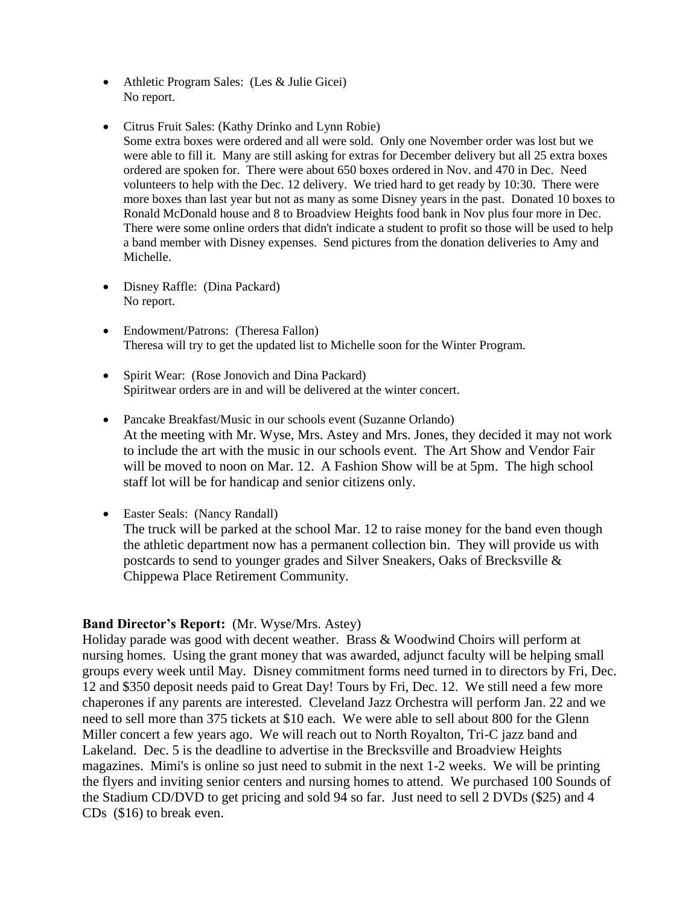- Athletic Program Sales: (Les & Julie Gicei)
  No report.

- Citrus Fruit Sales: (Kathy Drinko and Lynn Robie)
  Some extra boxes were ordered and all were sold. Only one November order was lost but we were able to fill it. Many are still asking for extras for December delivery but all 25 extra boxes ordered are spoken for. There were about 650 boxes ordered in Nov. and 470 in Dec. Need volunteers to help with the Dec. 12 delivery. We tried hard to get ready by 10:30. There were more boxes than last year but not as many as some Disney years in the past. Donated 10 boxes to Ronald McDonald house and 8 to Broadview Heights food bank in Nov plus four more in Dec. There were some online orders that didn't indicate a student to profit so those will be used to help a band member with Disney expenses. Send pictures from the donation deliveries to Amy and Michelle.

- Disney Raffle: (Dina Packard)
  No report.

- Endowment/Patrons: (Theresa Fallon)
  Theresa will try to get the updated list to Michelle soon for the Winter Program.

- Spirit Wear: (Rose Jonovich and Dina Packard)
  Spiritwear orders are in and will be delivered at the winter concert.

- Pancake Breakfast/Music in our schools event (Suzanne Orlando)
  At the meeting with Mr. Wyse, Mrs. Astey and Mrs. Jones, they decided it may not work to include the art with the music in our schools event. The Art Show and Vendor Fair will be moved to noon on Mar. 12. A Fashion Show will be at 5pm. The high school staff lot will be for handicap and senior citizens only.

- Easter Seals: (Nancy Randall)
  The truck will be parked at the school Mar. 12 to raise money for the band even though the athletic department now has a permanent collection bin. They will provide us with postcards to send to younger grades and Silver Sneakers, Oaks of Brecksville & Chippewa Place Retirement Community.

**Band Director's Report:** (Mr. Wyse/Mrs. Astey)
Holiday parade was good with decent weather. Brass & Woodwind Choirs will perform at nursing homes. Using the grant money that was awarded, adjunct faculty will be helping small groups every week until May. Disney commitment forms need turned in to directors by Fri, Dec. 12 and $350 deposit needs paid to Great Day! Tours by Fri, Dec. 12. We still need a few more chaperones if any parents are interested. Cleveland Jazz Orchestra will perform Jan. 22 and we need to sell more than 375 tickets at $10 each. We were able to sell about 800 for the Glenn Miller concert a few years ago. We will reach out to North Royalton, Tri-C jazz band and Lakeland. Dec. 5 is the deadline to advertise in the Brecksville and Broadview Heights magazines. Mimi's is online so just need to submit in the next 1-2 weeks. We will be printing the flyers and inviting senior centers and nursing homes to attend. We purchased 100 Sounds of the Stadium CD/DVD to get pricing and sold 94 so far. Just need to sell 2 DVDs ($25) and 4 CDs ($16) to break even.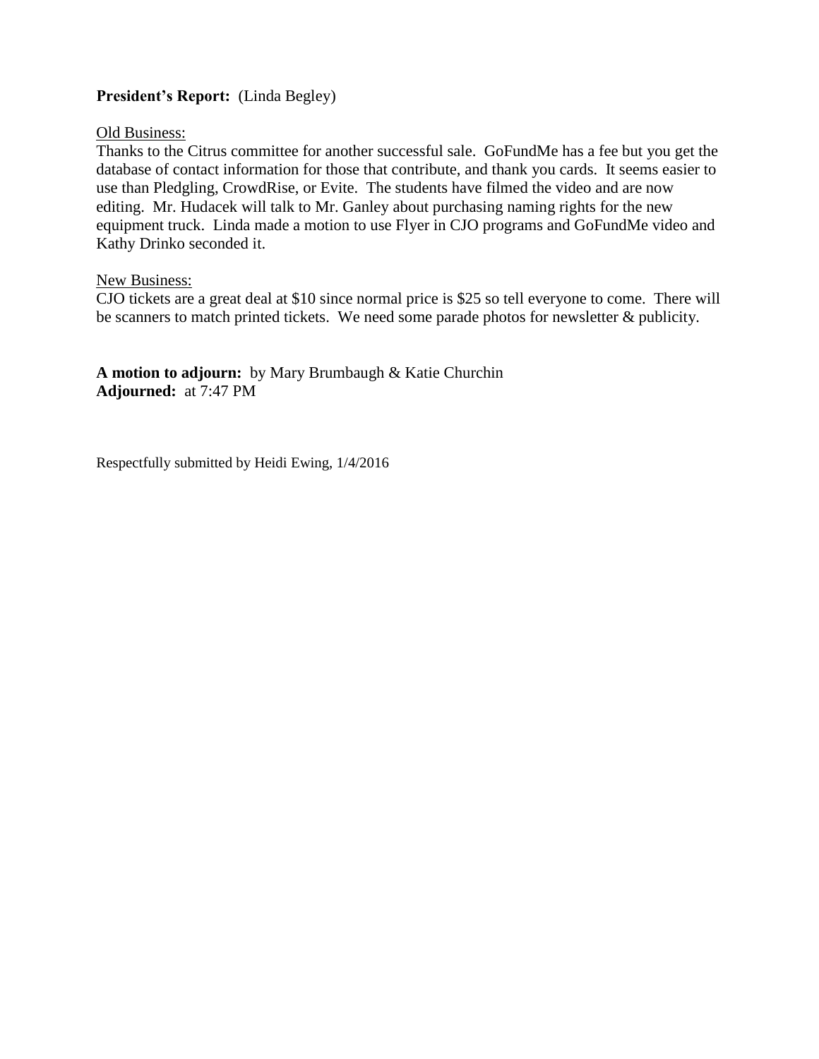**President's Report:** (Linda Begley)

Old Business:

Thanks to the Citrus committee for another successful sale. GoFundMe has a fee but you get the database of contact information for those that contribute, and thank you cards. It seems easier to use than Pledgling, CrowdRise, or Evite. The students have filmed the video and are now editing. Mr. Hudacek will talk to Mr. Ganley about purchasing naming rights for the new equipment truck. Linda made a motion to use Flyer in CJO programs and GoFundMe video and Kathy Drinko seconded it.

New Business:

CJO tickets are a great deal at $10 since normal price is $25 so tell everyone to come. There will be scanners to match printed tickets. We need some parade photos for newsletter & publicity.

**A motion to adjourn:** by Mary Brumbaugh & Katie Churchin
**Adjourned:** at 7:47 PM

Respectfully submitted by Heidi Ewing, 1/4/2016